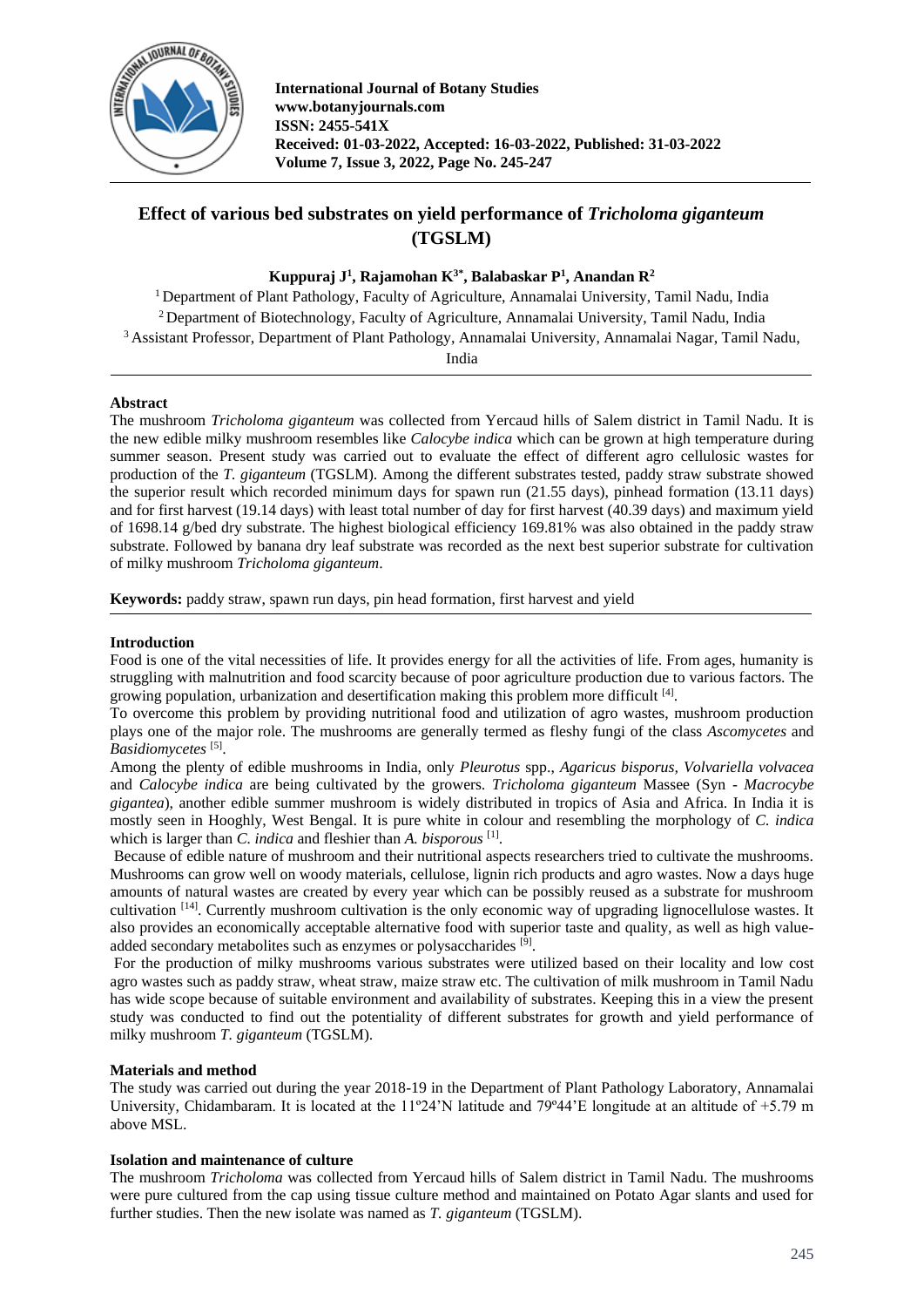# Effect of various bed substrates on yield performance of *Tricholoma giganteum* (TGSLM)

**Kuppuraj J[1], Rajamohan K[3*], Balabaskar P[1], Anandan R[2]**

[1] Department of Plant Pathology, Faculty of Agriculture, Annamalai University, Tamil Nadu, India
[2] Department of Biotechnology, Faculty of Agriculture, Annamalai University, Tamil Nadu, India
[3] Assistant Professor, Department of Plant Pathology, Annamalai University, Annamalai Nagar, Tamil Nadu, India

## Abstract

The mushroom *Tricholoma giganteum* was collected from Yercaud hills of Salem district in Tamil Nadu. It is the new edible milky mushroom resembles like *Calocybe indica* which can be grown at high temperature during summer season. Present study was carried out to evaluate the effect of different agro cellulosic wastes for production of the *T. giganteum* (TGSLM). Among the different substrates tested, paddy straw substrate showed the superior result which recorded minimum days for spawn run (21.55 days), pinhead formation (13.11 days) and for first harvest (19.14 days) with least total number of day for first harvest (40.39 days) and maximum yield of 1698.14 g/bed dry substrate. The highest biological efficiency 169.81% was also obtained in the paddy straw substrate. Followed by banana dry leaf substrate was recorded as the next best superior substrate for cultivation of milky mushroom *Tricholoma giganteum*.

**Keywords:** paddy straw, spawn run days, pin head formation, first harvest and yield

## Introduction

Food is one of the vital necessities of life. It provides energy for all the activities of life. From ages, humanity is struggling with malnutrition and food scarcity because of poor agriculture production due to various factors. The growing population, urbanization and desertification making this problem more difficult [4].

To overcome this problem by providing nutritional food and utilization of agro wastes, mushroom production plays one of the major role. The mushrooms are generally termed as fleshy fungi of the class *Ascomycetes* and *Basidiomycetes* [5].

Among the plenty of edible mushrooms in India, only *Pleurotus* spp., *Agaricus bisporus, Volvariella volvacea* and *Calocybe indica* are being cultivated by the growers. *Tricholoma giganteum* Massee (Syn - *Macrocybe gigantea*), another edible summer mushroom is widely distributed in tropics of Asia and Africa. In India it is mostly seen in Hooghly, West Bengal. It is pure white in colour and resembling the morphology of *C. indica* which is larger than *C. indica* and fleshier than *A. bisporous* [1].

Because of edible nature of mushroom and their nutritional aspects researchers tried to cultivate the mushrooms. Mushrooms can grow well on woody materials, cellulose, lignin rich products and agro wastes. Now a days huge amounts of natural wastes are created by every year which can be possibly reused as a substrate for mushroom cultivation [14]. Currently mushroom cultivation is the only economic way of upgrading lignocellulose wastes. It also provides an economically acceptable alternative food with superior taste and quality, as well as high value-added secondary metabolites such as enzymes or polysaccharides [9].

For the production of milky mushrooms various substrates were utilized based on their locality and low cost agro wastes such as paddy straw, wheat straw, maize straw etc. The cultivation of milk mushroom in Tamil Nadu has wide scope because of suitable environment and availability of substrates. Keeping this in a view the present study was conducted to find out the potentiality of different substrates for growth and yield performance of milky mushroom *T. giganteum* (TGSLM).

## Materials and method

The study was carried out during the year 2018-19 in the Department of Plant Pathology Laboratory, Annamalai University, Chidambaram. It is located at the 11º24'N latitude and 79º44'E longitude at an altitude of +5.79 m above MSL.

### Isolation and maintenance of culture

The mushroom *Tricholoma* was collected from Yercaud hills of Salem district in Tamil Nadu. The mushrooms were pure cultured from the cap using tissue culture method and maintained on Potato Agar slants and used for further studies. Then the new isolate was named as *T. giganteum* (TGSLM).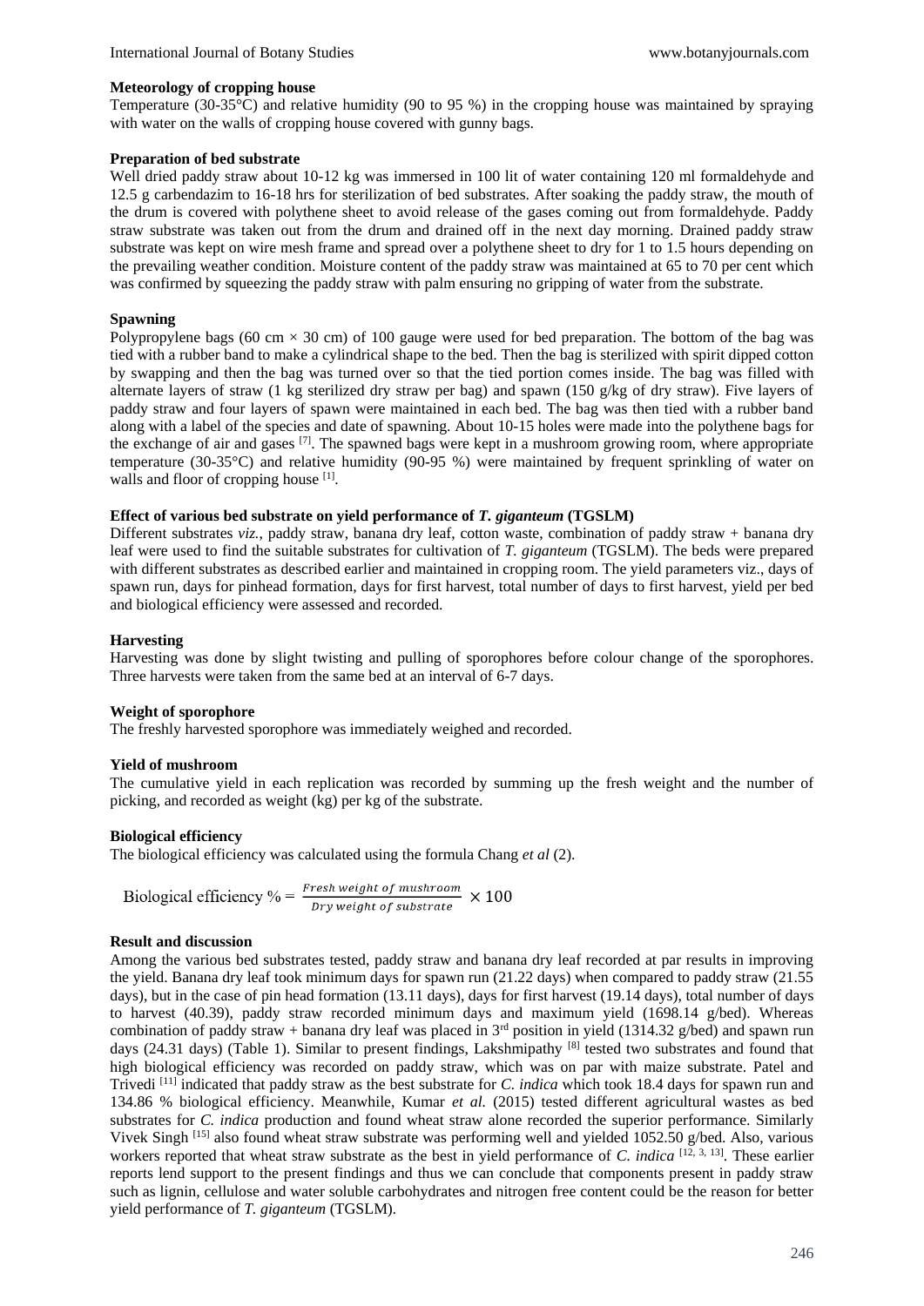**Meteorology of cropping house**

Temperature (30-35°C) and relative humidity (90 to 95 %) in the cropping house was maintained by spraying with water on the walls of cropping house covered with gunny bags.

**Preparation of bed substrate**

Well dried paddy straw about 10-12 kg was immersed in 100 lit of water containing 120 ml formaldehyde and 12.5 g carbendazim to 16-18 hrs for sterilization of bed substrates. After soaking the paddy straw, the mouth of the drum is covered with polythene sheet to avoid release of the gases coming out from formaldehyde. Paddy straw substrate was taken out from the drum and drained off in the next day morning. Drained paddy straw substrate was kept on wire mesh frame and spread over a polythene sheet to dry for 1 to 1.5 hours depending on the prevailing weather condition. Moisture content of the paddy straw was maintained at 65 to 70 per cent which was confirmed by squeezing the paddy straw with palm ensuring no gripping of water from the substrate.

**Spawning**

Polypropylene bags (60 cm × 30 cm) of 100 gauge were used for bed preparation. The bottom of the bag was tied with a rubber band to make a cylindrical shape to the bed. Then the bag is sterilized with spirit dipped cotton by swapping and then the bag was turned over so that the tied portion comes inside. The bag was filled with alternate layers of straw (1 kg sterilized dry straw per bag) and spawn (150 g/kg of dry straw). Five layers of paddy straw and four layers of spawn were maintained in each bed. The bag was then tied with a rubber band along with a label of the species and date of spawning. About 10-15 holes were made into the polythene bags for the exchange of air and gases [7]. The spawned bags were kept in a mushroom growing room, where appropriate temperature (30-35°C) and relative humidity (90-95 %) were maintained by frequent sprinkling of water on walls and floor of cropping house [1].

**Effect of various bed substrate on yield performance of *T. giganteum* (TGSLM)**

Different substrates *viz.*, paddy straw, banana dry leaf, cotton waste, combination of paddy straw + banana dry leaf were used to find the suitable substrates for cultivation of *T. giganteum* (TGSLM). The beds were prepared with different substrates as described earlier and maintained in cropping room. The yield parameters viz., days of spawn run, days for pinhead formation, days for first harvest, total number of days to first harvest, yield per bed and biological efficiency were assessed and recorded.

**Harvesting**

Harvesting was done by slight twisting and pulling of sporophores before colour change of the sporophores. Three harvests were taken from the same bed at an interval of 6-7 days.

**Weight of sporophore**

The freshly harvested sporophore was immediately weighed and recorded.

**Yield of mushroom**

The cumulative yield in each replication was recorded by summing up the fresh weight and the number of picking, and recorded as weight (kg) per kg of the substrate.

**Biological efficiency**

The biological efficiency was calculated using the formula Chang *et al* (2).

$$\text{Biological efficiency \%} = \frac{\textit{Fresh weight of mushroom}}{\textit{Dry weight of substrate}} \times 100$$

**Result and discussion**

Among the various bed substrates tested, paddy straw and banana dry leaf recorded at par results in improving the yield. Banana dry leaf took minimum days for spawn run (21.22 days) when compared to paddy straw (21.55 days), but in the case of pin head formation (13.11 days), days for first harvest (19.14 days), total number of days to harvest (40.39), paddy straw recorded minimum days and maximum yield (1698.14 g/bed). Whereas combination of paddy straw + banana dry leaf was placed in 3rd position in yield (1314.32 g/bed) and spawn run days (24.31 days) (Table 1). Similar to present findings, Lakshmipathy [8] tested two substrates and found that high biological efficiency was recorded on paddy straw, which was on par with maize substrate. Patel and Trivedi [11] indicated that paddy straw as the best substrate for *C. indica* which took 18.4 days for spawn run and 134.86 % biological efficiency. Meanwhile, Kumar *et al.* (2015) tested different agricultural wastes as bed substrates for *C. indica* production and found wheat straw alone recorded the superior performance. Similarly Vivek Singh [15] also found wheat straw substrate was performing well and yielded 1052.50 g/bed. Also, various workers reported that wheat straw substrate as the best in yield performance of *C. indica* [12, 3, 13]. These earlier reports lend support to the present findings and thus we can conclude that components present in paddy straw such as lignin, cellulose and water soluble carbohydrates and nitrogen free content could be the reason for better yield performance of *T. giganteum* (TGSLM).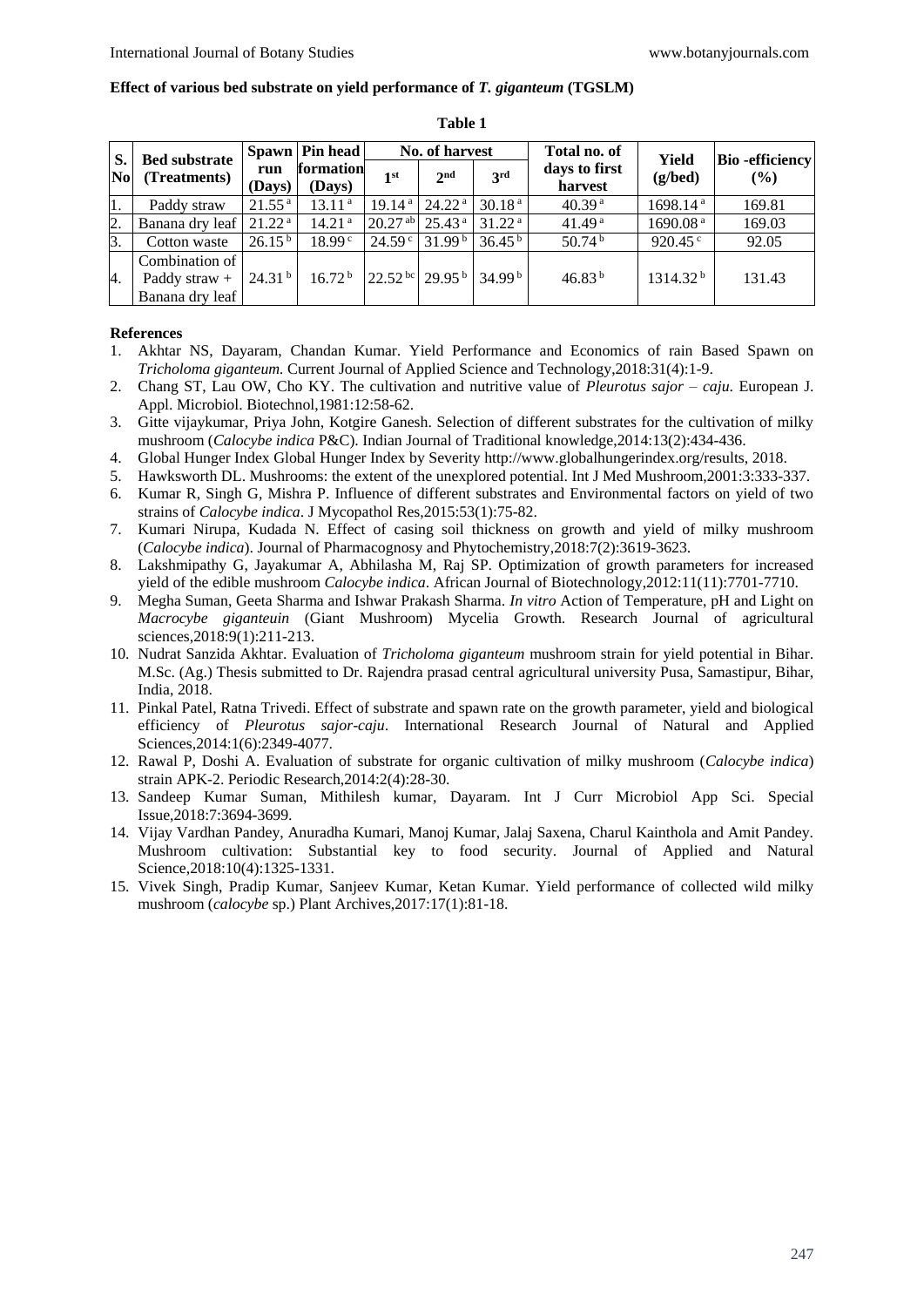**Effect of various bed substrate on yield performance of *T. giganteum* (TGSLM)**

**Table 1**

| S. No | Bed substrate (Treatments) | Spawn run (Days) | Pin head formation (Days) | No. of harvest | | | Total no. of days to first harvest | Yield (g/bed) | Bio -efficiency (%) |
|---|---|---|---|---|---|---|---|---|---|
| | | | | 1st | 2nd | 3rd | | | |
| 1. | Paddy straw | 21.55 [a] | 13.11 [a] | 19.14 [a] | 24.22 [a] | 30.18 [a] | 40.39 [a] | 1698.14 [a] | 169.81 |
| 2. | Banana dry leaf | 21.22 [a] | 14.21 [a] | 20.27 [ab] | 25.43 [a] | 31.22 [a] | 41.49 [a] | 1690.08 [a] | 169.03 |
| 3. | Cotton waste | 26.15 [b] | 18.99 [c] | 24.59 [c] | 31.99 [b] | 36.45 [b] | 50.74 [b] | 920.45 [c] | 92.05 |
| 4. | Combination of Paddy straw + Banana dry leaf | 24.31 [b] | 16.72 [b] | 22.52 [bc] | 29.95 [b] | 34.99 [b] | 46.83 [b] | 1314.32 [b] | 131.43 |

**References**

1. Akhtar NS, Dayaram, Chandan Kumar. Yield Performance and Economics of rain Based Spawn on *Tricholoma giganteum.* Current Journal of Applied Science and Technology,2018:31(4):1-9.
2. Chang ST, Lau OW, Cho KY. The cultivation and nutritive value of *Pleurotus sajor – caju.* European J. Appl. Microbiol. Biotechnol,1981:12:58-62.
3. Gitte vijaykumar, Priya John, Kotgire Ganesh. Selection of different substrates for the cultivation of milky mushroom (*Calocybe indica* P&C). Indian Journal of Traditional knowledge,2014:13(2):434-436.
4. Global Hunger Index Global Hunger Index by Severity http://www.globalhungerindex.org/results, 2018.
5. Hawksworth DL. Mushrooms: the extent of the unexplored potential. Int J Med Mushroom,2001:3:333-337.
6. Kumar R, Singh G, Mishra P. Influence of different substrates and Environmental factors on yield of two strains of *Calocybe indica*. J Mycopathol Res,2015:53(1):75-82.
7. Kumari Nirupa, Kudada N. Effect of casing soil thickness on growth and yield of milky mushroom (*Calocybe indica*). Journal of Pharmacognosy and Phytochemistry,2018:7(2):3619-3623.
8. Lakshmipathy G, Jayakumar A, Abhilasha M, Raj SP. Optimization of growth parameters for increased yield of the edible mushroom *Calocybe indica*. African Journal of Biotechnology,2012:11(11):7701-7710.
9. Megha Suman, Geeta Sharma and Ishwar Prakash Sharma. *In vitro* Action of Temperature, pH and Light on *Macrocybe giganteuin* (Giant Mushroom) Mycelia Growth. Research Journal of agricultural sciences,2018:9(1):211-213.
10. Nudrat Sanzida Akhtar. Evaluation of *Tricholoma giganteum* mushroom strain for yield potential in Bihar. M.Sc. (Ag.) Thesis submitted to Dr. Rajendra prasad central agricultural university Pusa, Samastipur, Bihar, India, 2018.
11. Pinkal Patel, Ratna Trivedi. Effect of substrate and spawn rate on the growth parameter, yield and biological efficiency of *Pleurotus sajor-caju*. International Research Journal of Natural and Applied Sciences,2014:1(6):2349-4077.
12. Rawal P, Doshi A. Evaluation of substrate for organic cultivation of milky mushroom (*Calocybe indica*) strain APK-2. Periodic Research,2014:2(4):28-30.
13. Sandeep Kumar Suman, Mithilesh kumar, Dayaram. Int J Curr Microbiol App Sci. Special Issue,2018:7:3694-3699.
14. Vijay Vardhan Pandey, Anuradha Kumari, Manoj Kumar, Jalaj Saxena, Charul Kainthola and Amit Pandey. Mushroom cultivation: Substantial key to food security. Journal of Applied and Natural Science,2018:10(4):1325-1331.
15. Vivek Singh, Pradip Kumar, Sanjeev Kumar, Ketan Kumar. Yield performance of collected wild milky mushroom (*calocybe* sp.) Plant Archives,2017:17(1):81-18.